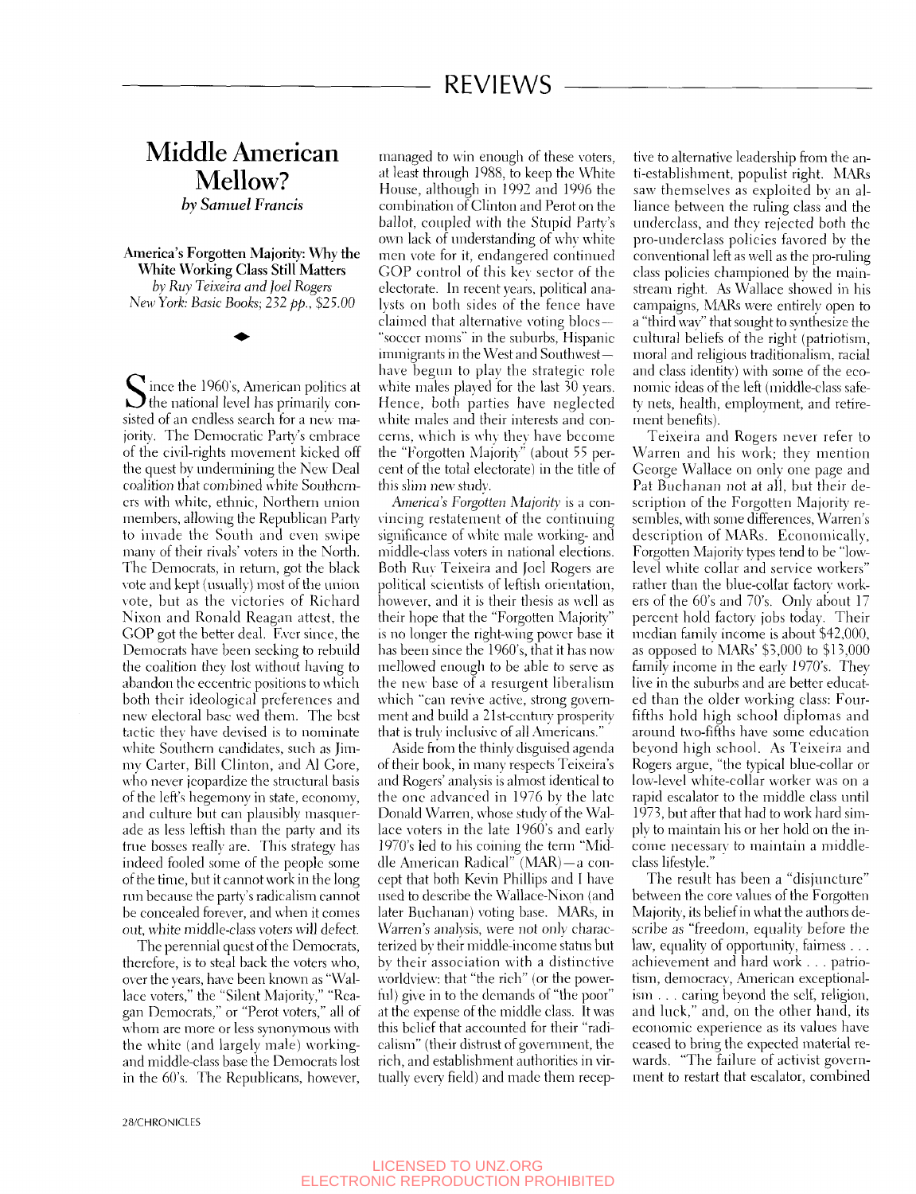# REVIEWS

## Middle American Mellow?

*by Samuel Francis*

**America's Forgotten Majority: Why the White Working Class Still Matters**
*by Ruy Teixeira and Joel Rogers*
*New York: Basic Books; 232 pp., $25.00*

Since the 1960's, American politics at the national level has primarily consisted of an endless search for a new majority. The Democratic Party's embrace of the civil-rights movement kicked off the quest by undermining the New Deal coalition that combined white Southerners with white, ethnic, Northern union members, allowing the Republican Party to invade the South and even swipe many of their rivals' voters in the North. The Democrats, in return, got the black vote and kept (usually) most of the union vote, but as the victories of Richard Nixon and Ronald Reagan attest, the GOP got the better deal. Ever since, the Democrats have been seeking to rebuild the coalition they lost without having to abandon the eccentric positions to which both their ideological preferences and new electoral base wed them. The best tactic they have devised is to nominate white Southern candidates, such as Jimmy Carter, Bill Clinton, and Al Gore, who never jeopardize the structural basis of the left's hegemony in state, economy, and culture but can plausibly masquerade as less leftish than the party and its true bosses really are. This strategy has indeed fooled some of the people some of the time, but it cannot work in the long run because the party's radicalism cannot be concealed forever, and when it comes out, white middle-class voters will defect.

The perennial quest of the Democrats, therefore, is to steal back the voters who, over the years, have been known as "Wallace voters," the "Silent Majority," "Reagan Democrats," or "Perot voters," all of whom are more or less synonymous with the white (and largely male) working- and middle-class base the Democrats lost in the 60's. The Republicans, however, managed to win enough of these voters, at least through 1988, to keep the White House, although in 1992 and 1996 the combination of Clinton and Perot on the ballot, coupled with the Stupid Party's own lack of understanding of why white men vote for it, endangered continued GOP control of this key sector of the electorate. In recent years, political analysts on both sides of the fence have claimed that alternative voting blocs—"soccer moms" in the suburbs, Hispanic immigrants in the West and Southwest—have begun to play the strategic role white males played for the last 30 years. Hence, both parties have neglected white males and their interests and concerns, which is why they have become the "Forgotten Majority" (about 55 percent of the total electorate) in the title of this slim new study.

*America's Forgotten Majority* is a convincing restatement of the continuing significance of white male working- and middle-class voters in national elections. Both Ruy Teixeira and Joel Rogers are political scientists of leftish orientation, however, and it is their thesis as well as their hope that the "Forgotten Majority" is no longer the right-wing power base it has been since the 1960's, that it has now mellowed enough to be able to serve as the new base of a resurgent liberalism which "can revive active, strong government and build a 21st-century prosperity that is truly inclusive of all Americans."

Aside from the thinly disguised agenda of their book, in many respects Teixeira's and Rogers' analysis is almost identical to the one advanced in 1976 by the late Donald Warren, whose study of the Wallace voters in the late 1960's and early 1970's led to his coining the term "Middle American Radical" (MAR)—a concept that both Kevin Phillips and I have used to describe the Wallace-Nixon (and later Buchanan) voting base. MARs, in Warren's analysis, were not only characterized by their middle-income status but by their association with a distinctive worldview: that "the rich" (or the powerful) give in to the demands of "the poor" at the expense of the middle class. It was this belief that accounted for their "radicalism" (their distrust of government, the rich, and establishment authorities in virtually every field) and made them receptive to alternative leadership from the anti-establishment, populist right. MARs saw themselves as exploited by an alliance between the ruling class and the underclass, and they rejected both the pro-underclass policies favored by the conventional left as well as the pro-ruling class policies championed by the mainstream right. As Wallace showed in his campaigns, MARs were entirely open to a "third way" that sought to synthesize the cultural beliefs of the right (patriotism, moral and religious traditionalism, racial and class identity) with some of the economic ideas of the left (middle-class safety nets, health, employment, and retirement benefits).

Teixeira and Rogers never refer to Warren and his work; they mention George Wallace on only one page and Pat Buchanan not at all, but their description of the Forgotten Majority resembles, with some differences, Warren's description of MARs. Economically, Forgotten Majority types tend to be "low-level white collar and service workers" rather than the blue-collar factory workers of the 60's and 70's. Only about 17 percent hold factory jobs today. Their median family income is about $42,000, as opposed to MARs' $3,000 to $13,000 family income in the early 1970's. They live in the suburbs and are better educated than the older working class: Four-fifths hold high school diplomas and around two-fifths have some education beyond high school. As Teixeira and Rogers argue, "the typical blue-collar or low-level white-collar worker was on a rapid escalator to the middle class until 1973, but after that had to work hard simply to maintain his or her hold on the income necessary to maintain a middle-class lifestyle."

The result has been a "disjuncture" between the core values of the Forgotten Majority, its belief in what the authors describe as "freedom, equality before the law, equality of opportunity, fairness . . . achievement and hard work . . . patriotism, democracy, American exceptionalism . . . caring beyond the self, religion, and luck," and, on the other hand, its economic experience as its values have ceased to bring the expected material rewards. "The failure of activist government to restart that escalator, combined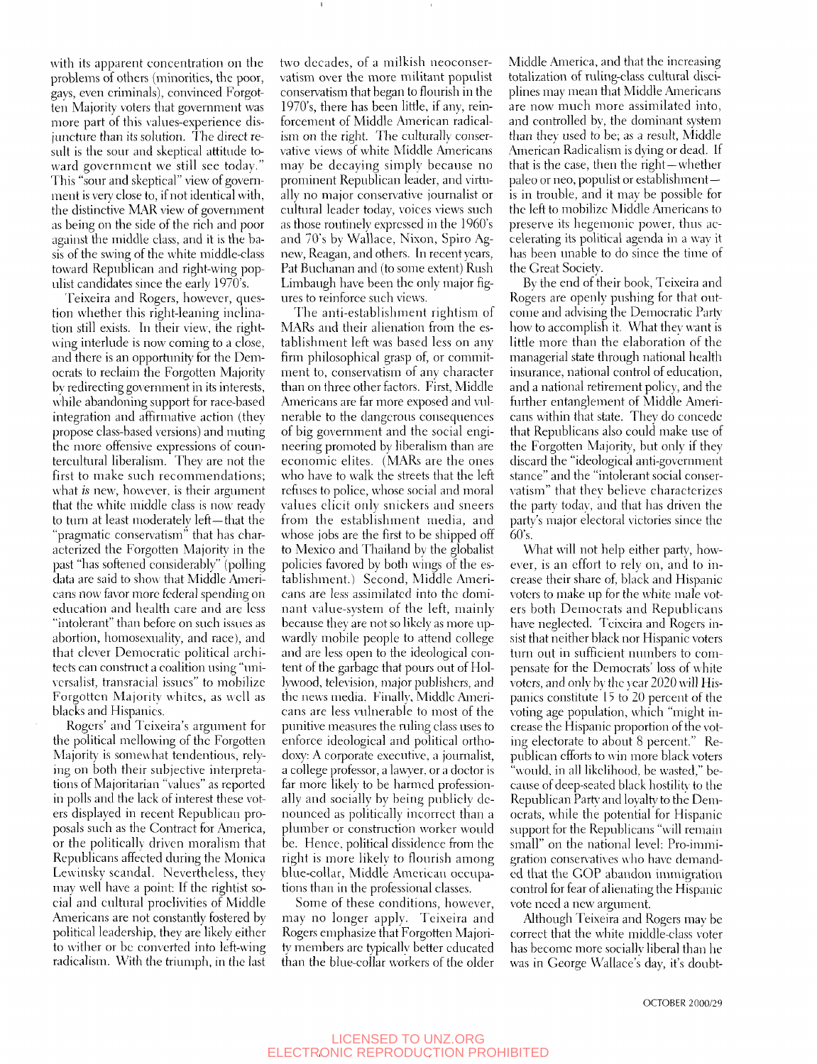with its apparent concentration on the problems of others (minorities, the poor, gays, even criminals), convinced Forgotten Majority voters that government was more part of this values-experience disjuncture than its solution. The direct result is the sour and skeptical attitude toward government we still see today." This "sour and skeptical" view of government is very close to, if not identical with, the distinctive MAR view of government as being on the side of the rich and poor against the middle class, and it is the basis of the swing of the white middle-class toward Republican and right-wing populist candidates since the early 1970's.

Teixeira and Rogers, however, question whether this right-leaning inclination still exists. In their view, the right-wing interlude is now coming to a close, and there is an opportunity for the Democrats to reclaim the Forgotten Majority by redirecting government in its interests, while abandoning support for race-based integration and affirmative action (they propose class-based versions) and muting the more offensive expressions of countercultural liberalism. They are not the first to make such recommendations; what *is* new, however, is their argument that the white middle class is now ready to turn at least moderately left—that the "pragmatic conservatism" that has characterized the Forgotten Majority in the past "has softened considerably" (polling data are said to show that Middle Americans now favor more federal spending on education and health care and are less "intolerant" than before on such issues as abortion, homosexuality, and race), and that clever Democratic political architects can construct a coalition using "universalist, transracial issues" to mobilize Forgotten Majority whites, as well as blacks and Hispanics.

Rogers' and Teixeira's argument for the political mellowing of the Forgotten Majority is somewhat tendentious, relying on both their subjective interpretations of Majoritarian "values" as reported in polls and the lack of interest these voters displayed in recent Republican proposals such as the Contract for America, or the politically driven moralism that Republicans affected during the Monica Lewinsky scandal. Nevertheless, they may well have a point: If the rightist social and cultural proclivities of Middle Americans are not constantly fostered by political leadership, they are likely either to wither or be converted into left-wing radicalism. With the triumph, in the last two decades, of a milkish neoconservatism over the more militant populist conservatism that began to flourish in the 1970's, there has been little, if any, reinforcement of Middle American radicalism on the right. The culturally conservative views of white Middle Americans may be decaying simply because no prominent Republican leader, and virtually no major conservative journalist or cultural leader today, voices views such as those routinely expressed in the 1960's and 70's by Wallace, Nixon, Spiro Agnew, Reagan, and others. In recent years, Pat Buchanan and (to some extent) Rush Limbaugh have been the only major figures to reinforce such views.

The anti-establishment rightism of MARs and their alienation from the establishment left was based less on any firm philosophical grasp of, or commitment to, conservatism of any character than on three other factors. First, Middle Americans are far more exposed and vulnerable to the dangerous consequences of big government and the social engineering promoted by liberalism than are economic elites. (MARs are the ones who have to walk the streets that the left refuses to police, whose social and moral values elicit only snickers and sneers from the establishment media, and whose jobs are the first to be shipped off to Mexico and Thailand by the globalist policies favored by both wings of the establishment.) Second, Middle Americans are less assimilated into the dominant value-system of the left, mainly because they are not so likely as more upwardly mobile people to attend college and are less open to the ideological content of the garbage that pours out of Hollywood, television, major publishers, and the news media. Finally, Middle Americans are less vulnerable to most of the punitive measures the ruling class uses to enforce ideological and political orthodoxy: A corporate executive, a journalist, a college professor, a lawyer, or a doctor is far more likely to be harmed professionally and socially by being publicly denounced as politically incorrect than a plumber or construction worker would be. Hence, political dissidence from the right is more likely to flourish among blue-collar, Middle American occupations than in the professional classes.

Some of these conditions, however, may no longer apply. Teixeira and Rogers emphasize that Forgotten Majority members are typically better educated than the blue-collar workers of the older Middle America, and that the increasing totalization of ruling-class cultural disciplines may mean that Middle Americans are now much more assimilated into, and controlled by, the dominant system than they used to be; as a result, Middle American Radicalism is dying or dead. If that is the case, then the right—whether paleo or neo, populist or establishment—is in trouble, and it may be possible for the left to mobilize Middle Americans to preserve its hegemonic power, thus accelerating its political agenda in a way it has been unable to do since the time of the Great Society.

By the end of their book, Teixeira and Rogers are openly pushing for that outcome and advising the Democratic Party how to accomplish it. What they want is little more than the elaboration of the managerial state through national health insurance, national control of education, and a national retirement policy, and the further entanglement of Middle Americans within that state. They do concede that Republicans also could make use of the Forgotten Majority, but only if they discard the "ideological anti-government stance" and the "intolerant social conservatism" that they believe characterizes the party today, and that has driven the party's major electoral victories since the 60's.

What will not help either party, however, is an effort to rely on, and to increase their share of, black and Hispanic voters to make up for the white male voters both Democrats and Republicans have neglected. Teixeira and Rogers insist that neither black nor Hispanic voters turn out in sufficient numbers to compensate for the Democrats' loss of white voters, and only by the year 2020 will Hispanics constitute 15 to 20 percent of the voting age population, which "might increase the Hispanic proportion of the voting electorate to about 8 percent." Republican efforts to win more black voters "would, in all likelihood, be wasted," because of deep-seated black hostility to the Republican Party and loyalty to the Democrats, while the potential for Hispanic support for the Republicans "will remain small" on the national level: Pro-immigration conservatives who have demanded that the GOP abandon immigration control for fear of alienating the Hispanic vote need a new argument.

Although Teixeira and Rogers may be correct that the white middle-class voter has become more socially liberal than he was in George Wallace's day, it's doubt-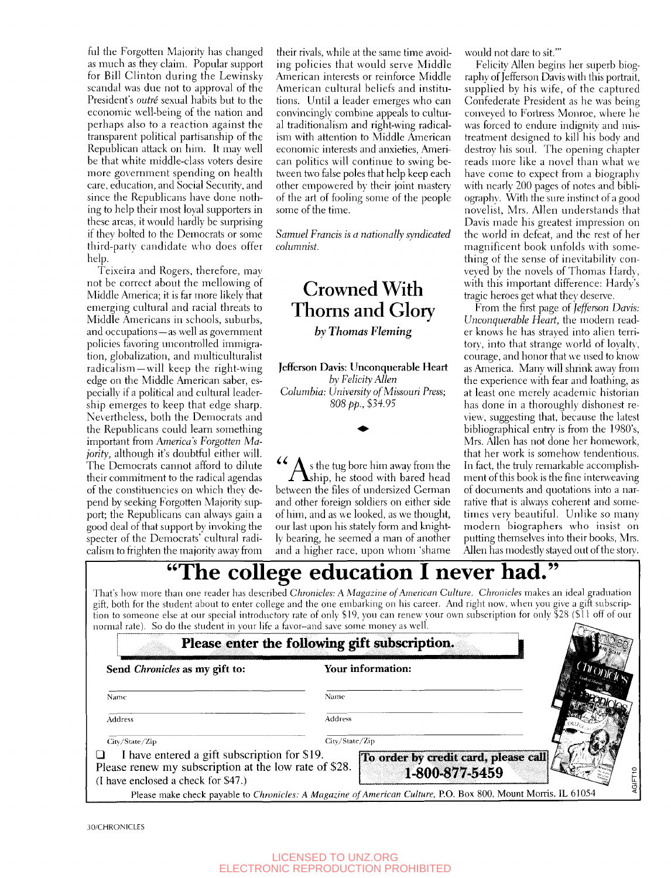ful the Forgotten Majority has changed as much as they claim. Popular support for Bill Clinton during the Lewinsky scandal was due not to approval of the President's *outré* sexual habits but to the economic well-being of the nation and perhaps also to a reaction against the transparent political partisanship of the Republican attack on him. It may well be that white middle-class voters desire more government spending on health care, education, and Social Security, and since the Republicans have done nothing to help their most loyal supporters in these areas, it would hardly be surprising if they bolted to the Democrats or some third-party candidate who does offer help.

Teixeira and Rogers, therefore, may not be correct about the mellowing of Middle America; it is far more likely that emerging cultural and racial threats to Middle Americans in schools, suburbs, and occupations—as well as government policies favoring uncontrolled immigration, globalization, and multiculturalist radicalism—will keep the right-wing edge on the Middle American saber, especially if a political and cultural leadership emerges to keep that edge sharp. Nevertheless, both the Democrats and the Republicans could learn something important from *America's Forgotten Majority*, although it's doubtful either will. The Democrats cannot afford to dilute their commitment to the radical agendas of the constituencies on which they depend by seeking Forgotten Majority support; the Republicans can always gain a good deal of that support by invoking the specter of the Democrats' cultural radicalism to frighten the majority away from their rivals, while at the same time avoiding policies that would serve Middle American interests or reinforce Middle American cultural beliefs and institutions. Until a leader emerges who can convincingly combine appeals to cultural traditionalism and right-wing radicalism with attention to Middle American economic interests and anxieties, American politics will continue to swing between two false poles that help keep each other empowered by their joint mastery of the art of fooling some of the people some of the time.

*Samuel Francis is a nationally syndicated columnist.*

# Crowned With Thorns and Glory

***by Thomas Fleming***

**Jefferson Davis: Unconquerable Heart**
*by Felicity Allen*
*Columbia: University of Missouri Press; 808 pp., $34.95*

"As the tug bore him away from the ship, he stood with bared head between the files of undersized German and other foreign soldiers on either side of him, and as we looked, as we thought, our last upon his stately form and knightly bearing, he seemed a man of another and a higher race, upon whom 'shame would not dare to sit.'"

Felicity Allen begins her superb biography of Jefferson Davis with this portrait, supplied by his wife, of the captured Confederate President as he was being conveyed to Fortress Monroe, where he was forced to endure indignity and mistreatment designed to kill his body and destroy his soul. The opening chapter reads more like a novel than what we have come to expect from a biography with nearly 200 pages of notes and bibliography. With the sure instinct of a good novelist, Mrs. Allen understands that Davis made his greatest impression on the world in defeat, and the rest of her magnificent book unfolds with something of the sense of inevitability conveyed by the novels of Thomas Hardy, with this important difference: Hardy's tragic heroes get what they deserve.

From the first page of *Jefferson Davis: Unconquerable Heart*, the modern reader knows he has strayed into alien territory, into that strange world of loyalty, courage, and honor that we used to know as America. Many will shrink away from the experience with fear and loathing, as at least one merely academic historian has done in a thoroughly dishonest review, suggesting that, because the latest bibliographical entry is from the 1980's, Mrs. Allen has not done her homework, that her work is somehow tendentious. In fact, the truly remarkable accomplishment of this book is the fine interweaving of documents and quotations into a narrative that is always coherent and sometimes very beautiful. Unlike so many modern biographers who insist on putting themselves into their books, Mrs. Allen has modestly stayed out of the story.

# "The college education I never had."

That's how more than one reader has described *Chronicles: A Magazine of American Culture*. *Chronicles* makes an ideal graduation gift, both for the student about to enter college and the one embarking on his career. And right now, when you give a gift subscription to someone else at our special introductory rate of only $19, you can renew your own subscription for only $28 ($11 off of our normal rate). So do the student in your life a favor–and save some money as well.

**Please enter the following gift subscription.**

**Send *Chronicles* as my gift to:**

Name

Address

City/State/Zip

**Your information:**

Name

Address

City/State/Zip

❑ I have entered a gift subscription for $19.
Please renew my subscription at the low rate of $28.
(I have enclosed a check for $47.)

**To order by credit card, please call 1-800-877-5459**

Please make check payable to *Chronicles: A Magazine of American Culture*, P.O. Box 800, Mount Morris, IL 61054

AGIFT10